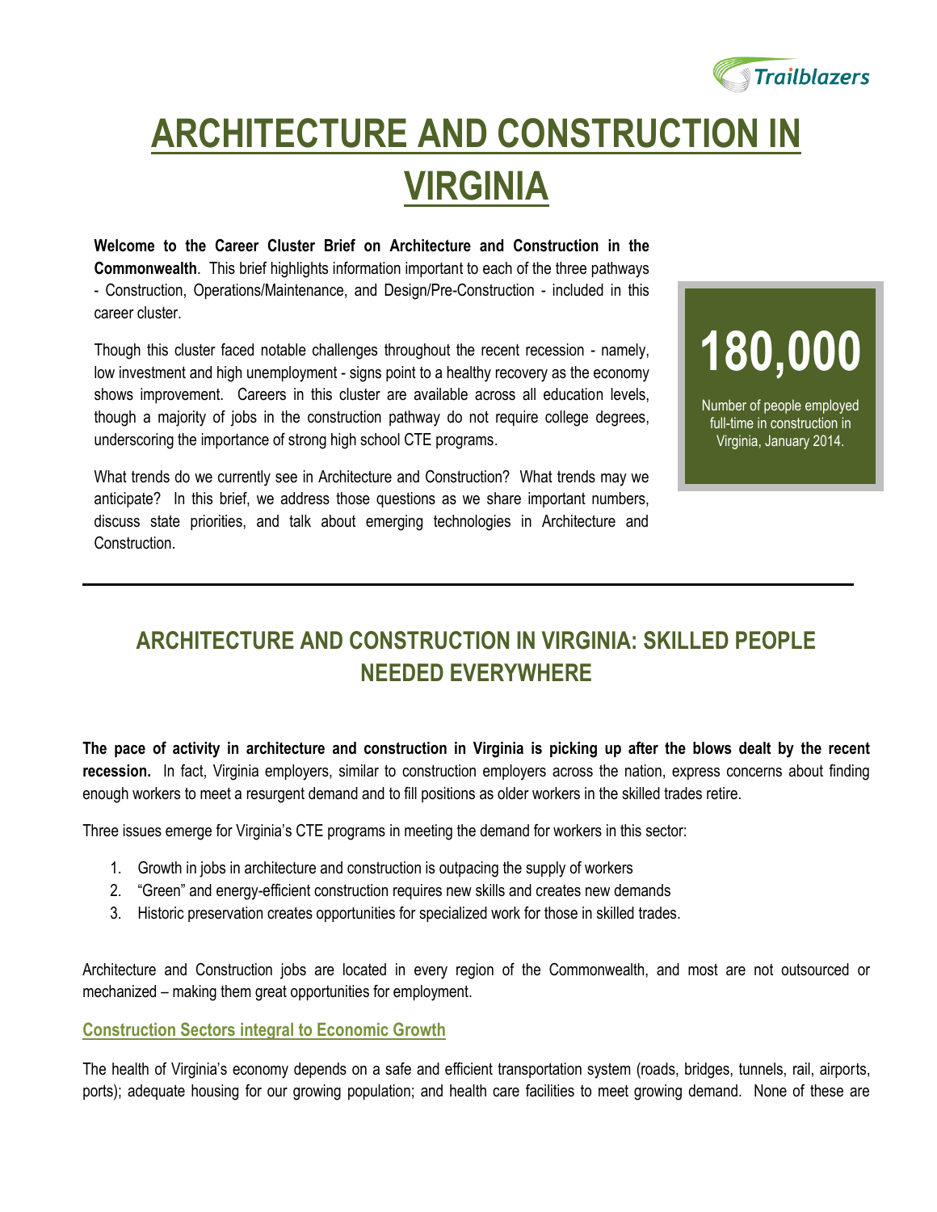# ARCHITECTURE AND CONSTRUCTION IN VIRGINIA

**Welcome to the Career Cluster Brief on Architecture and Construction in the Commonwealth**. This brief highlights information important to each of the three pathways - Construction, Operations/Maintenance, and Design/Pre-Construction - included in this career cluster.

Though this cluster faced notable challenges throughout the recent recession - namely, low investment and high unemployment - signs point to a healthy recovery as the economy shows improvement. Careers in this cluster are available across all education levels, though a majority of jobs in the construction pathway do not require college degrees, underscoring the importance of strong high school CTE programs.

What trends do we currently see in Architecture and Construction? What trends may we anticipate? In this brief, we address those questions as we share important numbers, discuss state priorities, and talk about emerging technologies in Architecture and Construction.

**180,000**

Number of people employed full-time in construction in Virginia, January 2014.

---

## ARCHITECTURE AND CONSTRUCTION IN VIRGINIA: SKILLED PEOPLE NEEDED EVERYWHERE

**The pace of activity in architecture and construction in Virginia is picking up after the blows dealt by the recent recession.** In fact, Virginia employers, similar to construction employers across the nation, express concerns about finding enough workers to meet a resurgent demand and to fill positions as older workers in the skilled trades retire.

Three issues emerge for Virginia's CTE programs in meeting the demand for workers in this sector:

1. Growth in jobs in architecture and construction is outpacing the supply of workers
2. "Green" and energy-efficient construction requires new skills and creates new demands
3. Historic preservation creates opportunities for specialized work for those in skilled trades.

Architecture and Construction jobs are located in every region of the Commonwealth, and most are not outsourced or mechanized – making them great opportunities for employment.

### Construction Sectors integral to Economic Growth

The health of Virginia's economy depends on a safe and efficient transportation system (roads, bridges, tunnels, rail, airports, ports); adequate housing for our growing population; and health care facilities to meet growing demand. None of these are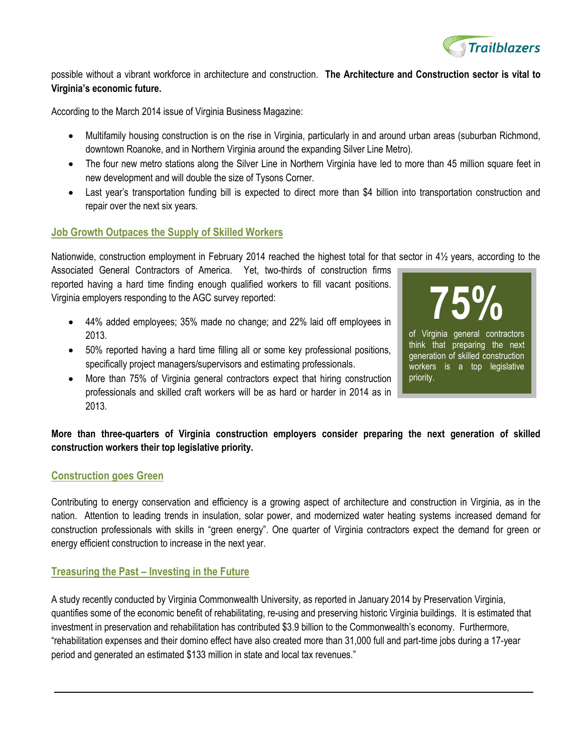possible without a vibrant workforce in architecture and construction. **The Architecture and Construction sector is vital to Virginia's economic future.**

According to the March 2014 issue of Virginia Business Magazine:

- Multifamily housing construction is on the rise in Virginia, particularly in and around urban areas (suburban Richmond, downtown Roanoke, and in Northern Virginia around the expanding Silver Line Metro).
- The four new metro stations along the Silver Line in Northern Virginia have led to more than 45 million square feet in new development and will double the size of Tysons Corner.
- Last year's transportation funding bill is expected to direct more than $4 billion into transportation construction and repair over the next six years.

## Job Growth Outpaces the Supply of Skilled Workers

Nationwide, construction employment in February 2014 reached the highest total for that sector in 4½ years, according to the Associated General Contractors of America. Yet, two-thirds of construction firms reported having a hard time finding enough qualified workers to fill vacant positions. Virginia employers responding to the AGC survey reported:

- 44% added employees; 35% made no change; and 22% laid off employees in 2013.
- 50% reported having a hard time filling all or some key professional positions, specifically project managers/supervisors and estimating professionals.
- More than 75% of Virginia general contractors expect that hiring construction professionals and skilled craft workers will be as hard or harder in 2014 as in 2013.

**75%**

of Virginia general contractors think that preparing the next generation of skilled construction workers is a top legislative priority.

**More than three-quarters of Virginia construction employers consider preparing the next generation of skilled construction workers their top legislative priority.**

## Construction goes Green

Contributing to energy conservation and efficiency is a growing aspect of architecture and construction in Virginia, as in the nation. Attention to leading trends in insulation, solar power, and modernized water heating systems increased demand for construction professionals with skills in "green energy". One quarter of Virginia contractors expect the demand for green or energy efficient construction to increase in the next year.

## Treasuring the Past – Investing in the Future

A study recently conducted by Virginia Commonwealth University, as reported in January 2014 by Preservation Virginia, quantifies some of the economic benefit of rehabilitating, re-using and preserving historic Virginia buildings. It is estimated that investment in preservation and rehabilitation has contributed $3.9 billion to the Commonwealth's economy. Furthermore, "rehabilitation expenses and their domino effect have also created more than 31,000 full and part-time jobs during a 17-year period and generated an estimated $133 million in state and local tax revenues."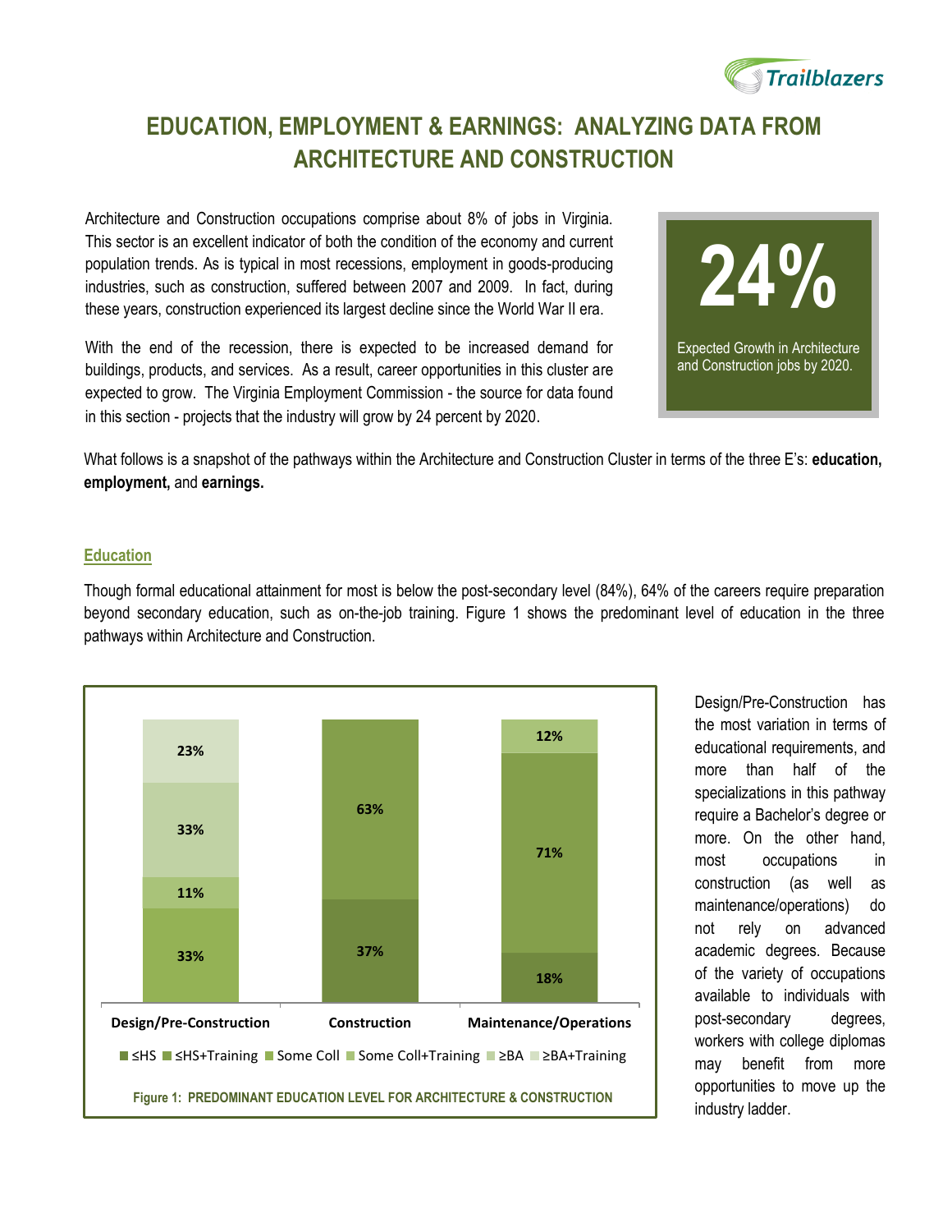# EDUCATION, EMPLOYMENT & EARNINGS: ANALYZING DATA FROM ARCHITECTURE AND CONSTRUCTION

Architecture and Construction occupations comprise about 8% of jobs in Virginia. This sector is an excellent indicator of both the condition of the economy and current population trends. As is typical in most recessions, employment in goods-producing industries, such as construction, suffered between 2007 and 2009. In fact, during these years, construction experienced its largest decline since the World War II era.

With the end of the recession, there is expected to be increased demand for buildings, products, and services. As a result, career opportunities in this cluster are expected to grow. The Virginia Employment Commission - the source for data found in this section - projects that the industry will grow by 24 percent by 2020.

**24%**

Expected Growth in Architecture and Construction jobs by 2020.

What follows is a snapshot of the pathways within the Architecture and Construction Cluster in terms of the three E's: **education, employment,** and **earnings.**

## Education

Though formal educational attainment for most is below the post-secondary level (84%), 64% of the careers require preparation beyond secondary education, such as on-the-job training. Figure 1 shows the predominant level of education in the three pathways within Architecture and Construction.

| | ≤HS | ≤HS+Training | Some Coll | Some Coll+Training | ≥BA | ≥BA+Training |
|---|---|---|---|---|---|---|
| Design/Pre-Construction | | | 33% | 11% | 33% | 23% |
| Construction | 37% | 63% | | | | |
| Maintenance/Operations | 18% | 71% | | 12% | | |

Figure 1: PREDOMINANT EDUCATION LEVEL FOR ARCHITECTURE & CONSTRUCTION

Design/Pre-Construction has the most variation in terms of educational requirements, and more than half of the specializations in this pathway require a Bachelor's degree or more. On the other hand, most occupations in construction (as well as maintenance/operations) do not rely on advanced academic degrees. Because of the variety of occupations available to individuals with post-secondary degrees, workers with college diplomas may benefit from more opportunities to move up the industry ladder.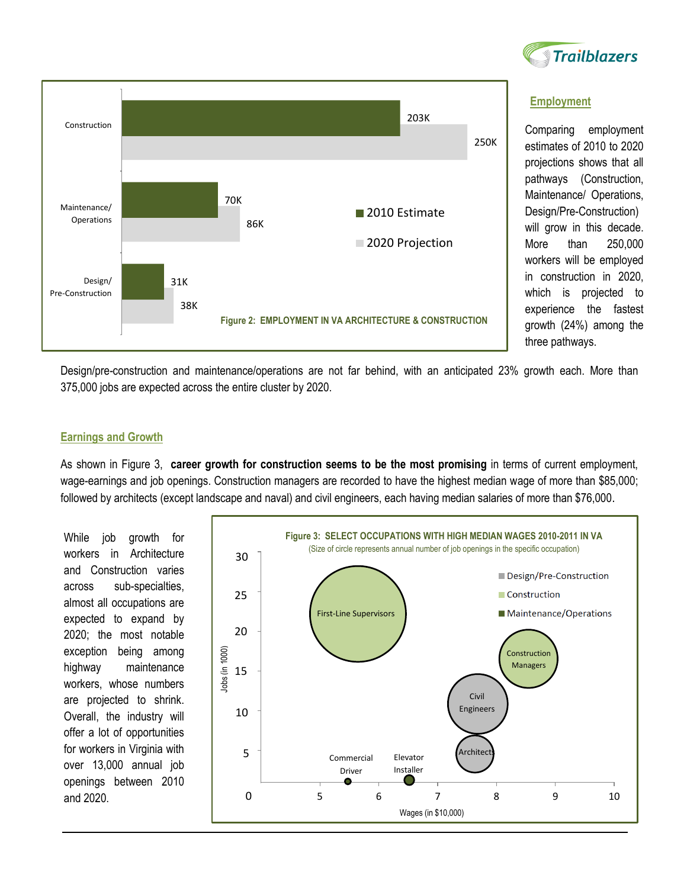## Employment

Comparing employment estimates of 2010 to 2020 projections shows that all pathways (Construction, Maintenance/ Operations, Design/Pre-Construction) will grow in this decade. More than 250,000 workers will be employed in construction in 2020, which is projected to experience the fastest growth (24%) among the three pathways.

| Pathway | 2010 Estimate | 2020 Projection |
|---|---|---|
| Construction | 203K | 250K |
| Maintenance/ Operations | 70K | 86K |
| Design/ Pre-Construction | 31K | 38K |

Figure 2: EMPLOYMENT IN VA ARCHITECTURE & CONSTRUCTION

Design/pre-construction and maintenance/operations are not far behind, with an anticipated 23% growth each. More than 375,000 jobs are expected across the entire cluster by 2020.

## Earnings and Growth

As shown in Figure 3, **career growth for construction seems to be the most promising** in terms of current employment, wage-earnings and job openings. Construction managers are recorded to have the highest median wage of more than \$85,000; followed by architects (except landscape and naval) and civil engineers, each having median salaries of more than \$76,000.

While job growth for workers in Architecture and Construction varies across sub-specialties, almost all occupations are expected to expand by 2020; the most notable exception being among highway maintenance workers, whose numbers are projected to shrink. Overall, the industry will offer a lot of opportunities for workers in Virginia with over 13,000 annual job openings between 2010 and 2020.

**Figure 3: SELECT OCCUPATIONS WITH HIGH MEDIAN WAGES 2010-2011 IN VA**

(Size of circle represents annual number of job openings in the specific occupation)

Legend: Design/Pre-Construction; Construction; Maintenance/Operations

Y-axis: Jobs (in 1000) — 0, 5, 10, 15, 20, 25, 30

X-axis: Wages (in \$10,000) — 5, 6, 7, 8, 9, 10

Occupations shown: First-Line Supervisors, Construction Managers, Civil Engineers, Architects, Commercial Driver, Elevator Installer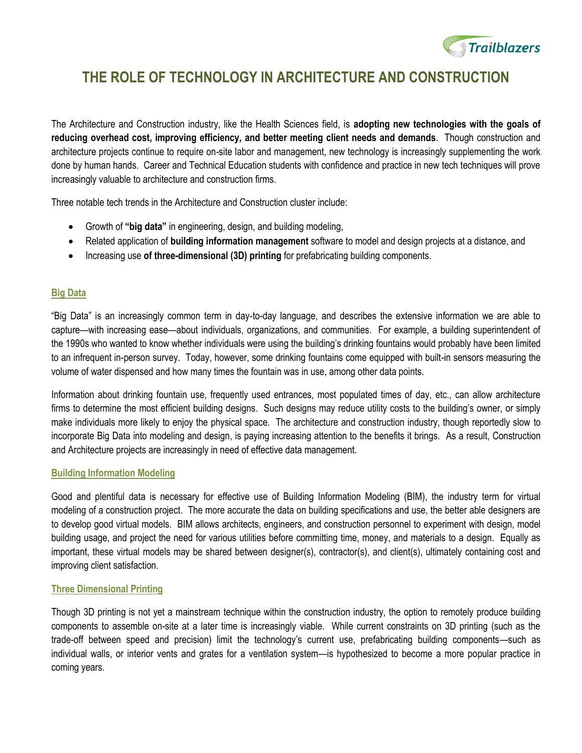# THE ROLE OF TECHNOLOGY IN ARCHITECTURE AND CONSTRUCTION

The Architecture and Construction industry, like the Health Sciences field, is **adopting new technologies with the goals of reducing overhead cost, improving efficiency, and better meeting client needs and demands**. Though construction and architecture projects continue to require on-site labor and management, new technology is increasingly supplementing the work done by human hands. Career and Technical Education students with confidence and practice in new tech techniques will prove increasingly valuable to architecture and construction firms.

Three notable tech trends in the Architecture and Construction cluster include:

- Growth of **"big data"** in engineering, design, and building modeling,
- Related application of **building information management** software to model and design projects at a distance, and
- Increasing use **of three-dimensional (3D) printing** for prefabricating building components.

## Big Data

"Big Data" is an increasingly common term in day-to-day language, and describes the extensive information we are able to capture—with increasing ease—about individuals, organizations, and communities. For example, a building superintendent of the 1990s who wanted to know whether individuals were using the building's drinking fountains would probably have been limited to an infrequent in-person survey. Today, however, some drinking fountains come equipped with built-in sensors measuring the volume of water dispensed and how many times the fountain was in use, among other data points.

Information about drinking fountain use, frequently used entrances, most populated times of day, etc., can allow architecture firms to determine the most efficient building designs. Such designs may reduce utility costs to the building's owner, or simply make individuals more likely to enjoy the physical space. The architecture and construction industry, though reportedly slow to incorporate Big Data into modeling and design, is paying increasing attention to the benefits it brings. As a result, Construction and Architecture projects are increasingly in need of effective data management.

## Building Information Modeling

Good and plentiful data is necessary for effective use of Building Information Modeling (BIM), the industry term for virtual modeling of a construction project. The more accurate the data on building specifications and use, the better able designers are to develop good virtual models. BIM allows architects, engineers, and construction personnel to experiment with design, model building usage, and project the need for various utilities before committing time, money, and materials to a design. Equally as important, these virtual models may be shared between designer(s), contractor(s), and client(s), ultimately containing cost and improving client satisfaction.

## Three Dimensional Printing

Though 3D printing is not yet a mainstream technique within the construction industry, the option to remotely produce building components to assemble on-site at a later time is increasingly viable. While current constraints on 3D printing (such as the trade-off between speed and precision) limit the technology's current use, prefabricating building components—such as individual walls, or interior vents and grates for a ventilation system—is hypothesized to become a more popular practice in coming years.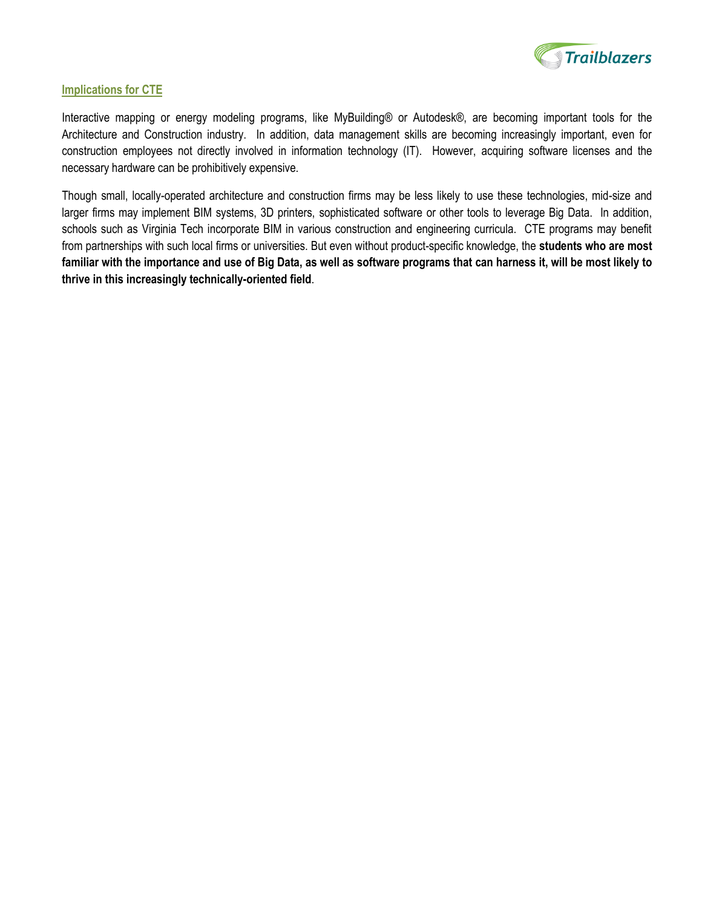## Implications for CTE

Interactive mapping or energy modeling programs, like MyBuilding® or Autodesk®, are becoming important tools for the Architecture and Construction industry. In addition, data management skills are becoming increasingly important, even for construction employees not directly involved in information technology (IT). However, acquiring software licenses and the necessary hardware can be prohibitively expensive.

Though small, locally-operated architecture and construction firms may be less likely to use these technologies, mid-size and larger firms may implement BIM systems, 3D printers, sophisticated software or other tools to leverage Big Data. In addition, schools such as Virginia Tech incorporate BIM in various construction and engineering curricula. CTE programs may benefit from partnerships with such local firms or universities. But even without product-specific knowledge, the **students who are most familiar with the importance and use of Big Data, as well as software programs that can harness it, will be most likely to thrive in this increasingly technically-oriented field**.